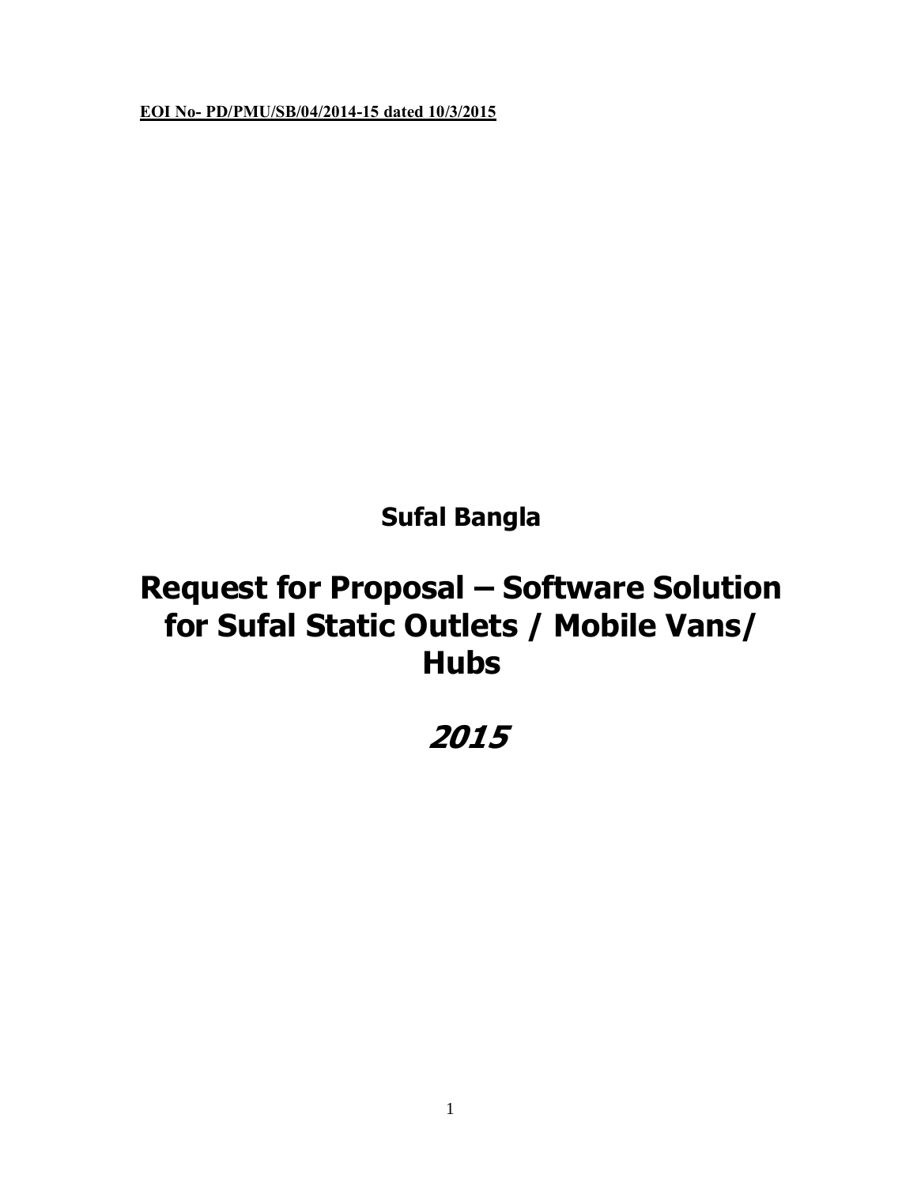**EOI No- PD/PMU/SB/04/2014-15 dated 10/3/2015**

**Sufal Bangla**

# Request for Proposal – Software Solution for Sufal Static Outlets / Mobile Vans/ Hubs

***2015***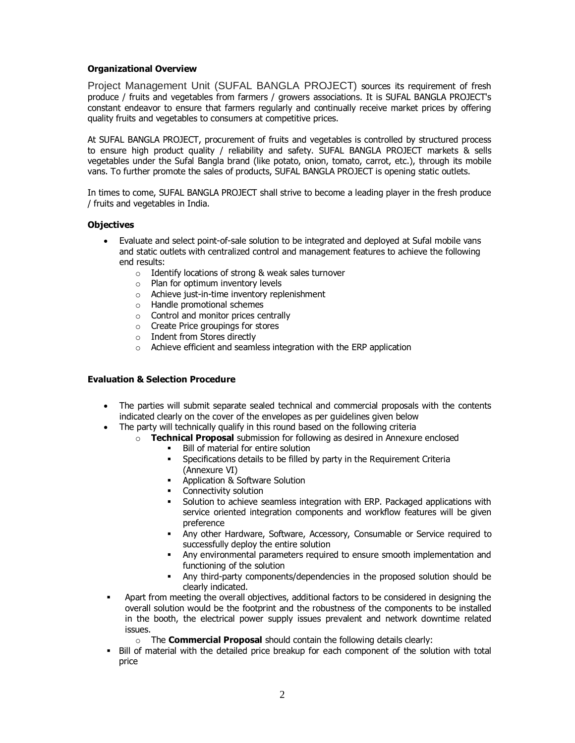**Organizational Overview**

Project Management Unit (SUFAL BANGLA PROJECT) sources its requirement of fresh produce / fruits and vegetables from farmers / growers associations. It is SUFAL BANGLA PROJECT's constant endeavor to ensure that farmers regularly and continually receive market prices by offering quality fruits and vegetables to consumers at competitive prices.

At SUFAL BANGLA PROJECT, procurement of fruits and vegetables is controlled by structured process to ensure high product quality / reliability and safety. SUFAL BANGLA PROJECT markets & sells vegetables under the Sufal Bangla brand (like potato, onion, tomato, carrot, etc.), through its mobile vans. To further promote the sales of products, SUFAL BANGLA PROJECT is opening static outlets.

In times to come, SUFAL BANGLA PROJECT shall strive to become a leading player in the fresh produce / fruits and vegetables in India.

**Objectives**

- Evaluate and select point-of-sale solution to be integrated and deployed at Sufal mobile vans and static outlets with centralized control and management features to achieve the following end results:
  - Identify locations of strong & weak sales turnover
  - Plan for optimum inventory levels
  - Achieve just-in-time inventory replenishment
  - Handle promotional schemes
  - Control and monitor prices centrally
  - Create Price groupings for stores
  - Indent from Stores directly
  - Achieve efficient and seamless integration with the ERP application

**Evaluation & Selection Procedure**

- The parties will submit separate sealed technical and commercial proposals with the contents indicated clearly on the cover of the envelopes as per guidelines given below
- The party will technically qualify in this round based on the following criteria
  - **Technical Proposal** submission for following as desired in Annexure enclosed
    - Bill of material for entire solution
    - Specifications details to be filled by party in the Requirement Criteria (Annexure VI)
    - Application & Software Solution
    - Connectivity solution
    - Solution to achieve seamless integration with ERP. Packaged applications with service oriented integration components and workflow features will be given preference
    - Any other Hardware, Software, Accessory, Consumable or Service required to successfully deploy the entire solution
    - Any environmental parameters required to ensure smooth implementation and functioning of the solution
    - Any third-party components/dependencies in the proposed solution should be clearly indicated.
- Apart from meeting the overall objectives, additional factors to be considered in designing the overall solution would be the footprint and the robustness of the components to be installed in the booth, the electrical power supply issues prevalent and network downtime related issues.
  - The **Commercial Proposal** should contain the following details clearly:
- Bill of material with the detailed price breakup for each component of the solution with total price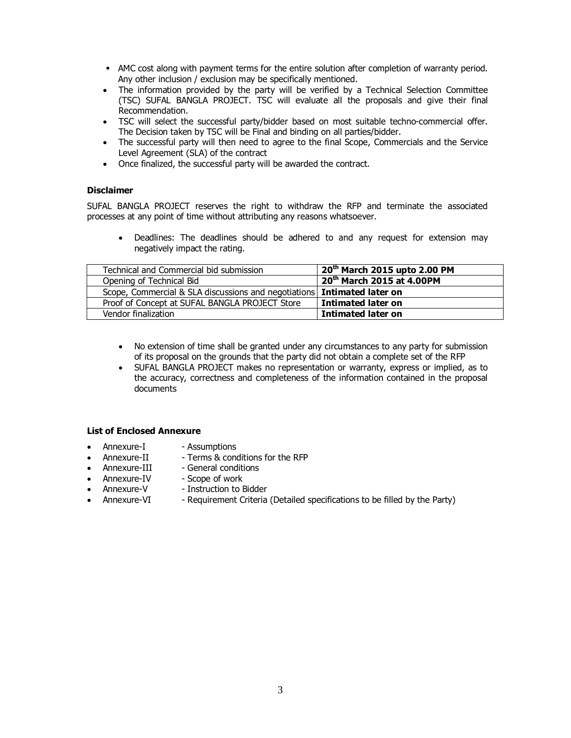- AMC cost along with payment terms for the entire solution after completion of warranty period. Any other inclusion / exclusion may be specifically mentioned.
- The information provided by the party will be verified by a Technical Selection Committee (TSC) SUFAL BANGLA PROJECT. TSC will evaluate all the proposals and give their final Recommendation.
- TSC will select the successful party/bidder based on most suitable techno-commercial offer. The Decision taken by TSC will be Final and binding on all parties/bidder.
- The successful party will then need to agree to the final Scope, Commercials and the Service Level Agreement (SLA) of the contract
- Once finalized, the successful party will be awarded the contract.

### Disclaimer

SUFAL BANGLA PROJECT reserves the right to withdraw the RFP and terminate the associated processes at any point of time without attributing any reasons whatsoever.

- Deadlines: The deadlines should be adhered to and any request for extension may negatively impact the rating.

| Technical and Commercial bid submission | **20th March 2015 upto 2.00 PM** |
|---|---|
| Opening of Technical Bid | **20th March 2015 at 4.00PM** |
| Scope, Commercial & SLA discussions and negotiations | **Intimated later on** |
| Proof of Concept at SUFAL BANGLA PROJECT Store | **Intimated later on** |
| Vendor finalization | **Intimated later on** |

- No extension of time shall be granted under any circumstances to any party for submission of its proposal on the grounds that the party did not obtain a complete set of the RFP
- SUFAL BANGLA PROJECT makes no representation or warranty, express or implied, as to the accuracy, correctness and completeness of the information contained in the proposal documents

### List of Enclosed Annexure

- Annexure-I - Assumptions
- Annexure-II - Terms & conditions for the RFP
- Annexure-III - General conditions
- Annexure-IV - Scope of work
- Annexure-V - Instruction to Bidder
- Annexure-VI - Requirement Criteria (Detailed specifications to be filled by the Party)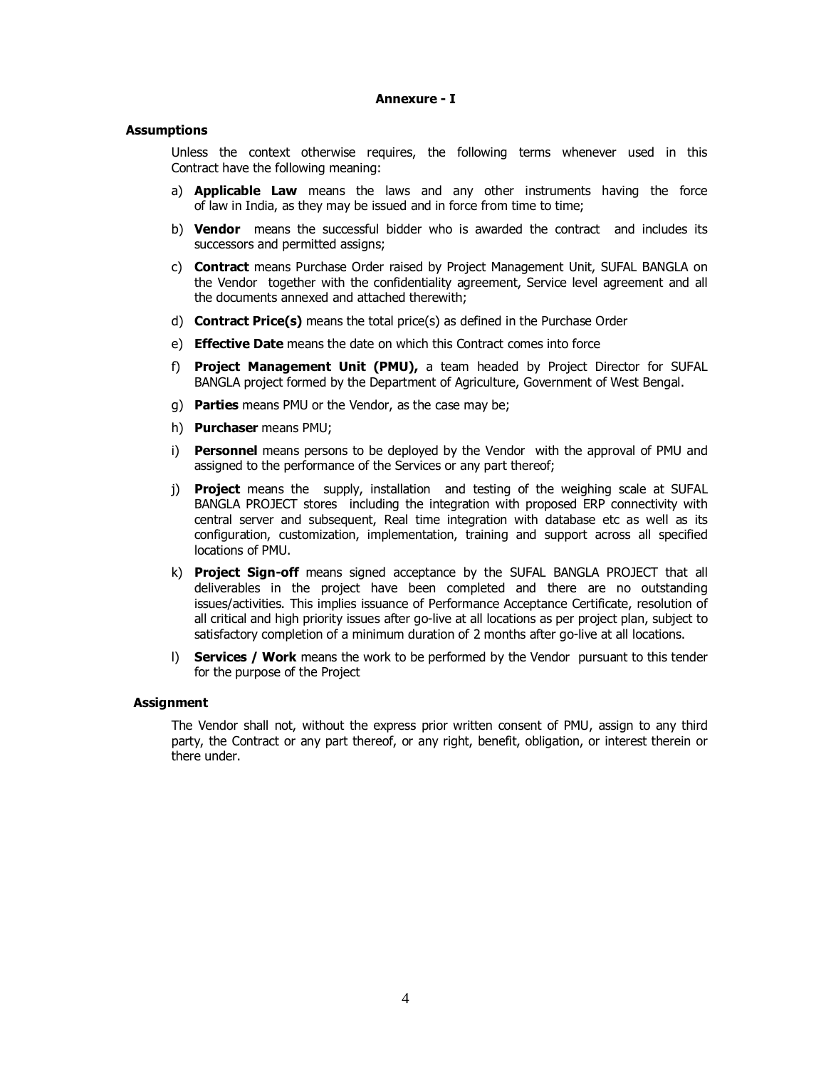## Annexure - I

### Assumptions

Unless the context otherwise requires, the following terms whenever used in this Contract have the following meaning:

a) **Applicable Law** means the laws and any other instruments having the force of law in India, as they may be issued and in force from time to time;

b) **Vendor** means the successful bidder who is awarded the contract and includes its successors and permitted assigns;

c) **Contract** means Purchase Order raised by Project Management Unit, SUFAL BANGLA on the Vendor together with the confidentiality agreement, Service level agreement and all the documents annexed and attached therewith;

d) **Contract Price(s)** means the total price(s) as defined in the Purchase Order

e) **Effective Date** means the date on which this Contract comes into force

f) **Project Management Unit (PMU),** a team headed by Project Director for SUFAL BANGLA project formed by the Department of Agriculture, Government of West Bengal.

g) **Parties** means PMU or the Vendor, as the case may be;

h) **Purchaser** means PMU;

i) **Personnel** means persons to be deployed by the Vendor with the approval of PMU and assigned to the performance of the Services or any part thereof;

j) **Project** means the supply, installation and testing of the weighing scale at SUFAL BANGLA PROJECT stores including the integration with proposed ERP connectivity with central server and subsequent, Real time integration with database etc as well as its configuration, customization, implementation, training and support across all specified locations of PMU.

k) **Project Sign-off** means signed acceptance by the SUFAL BANGLA PROJECT that all deliverables in the project have been completed and there are no outstanding issues/activities. This implies issuance of Performance Acceptance Certificate, resolution of all critical and high priority issues after go-live at all locations as per project plan, subject to satisfactory completion of a minimum duration of 2 months after go-live at all locations.

l) **Services / Work** means the work to be performed by the Vendor pursuant to this tender for the purpose of the Project

### Assignment

The Vendor shall not, without the express prior written consent of PMU, assign to any third party, the Contract or any part thereof, or any right, benefit, obligation, or interest therein or there under.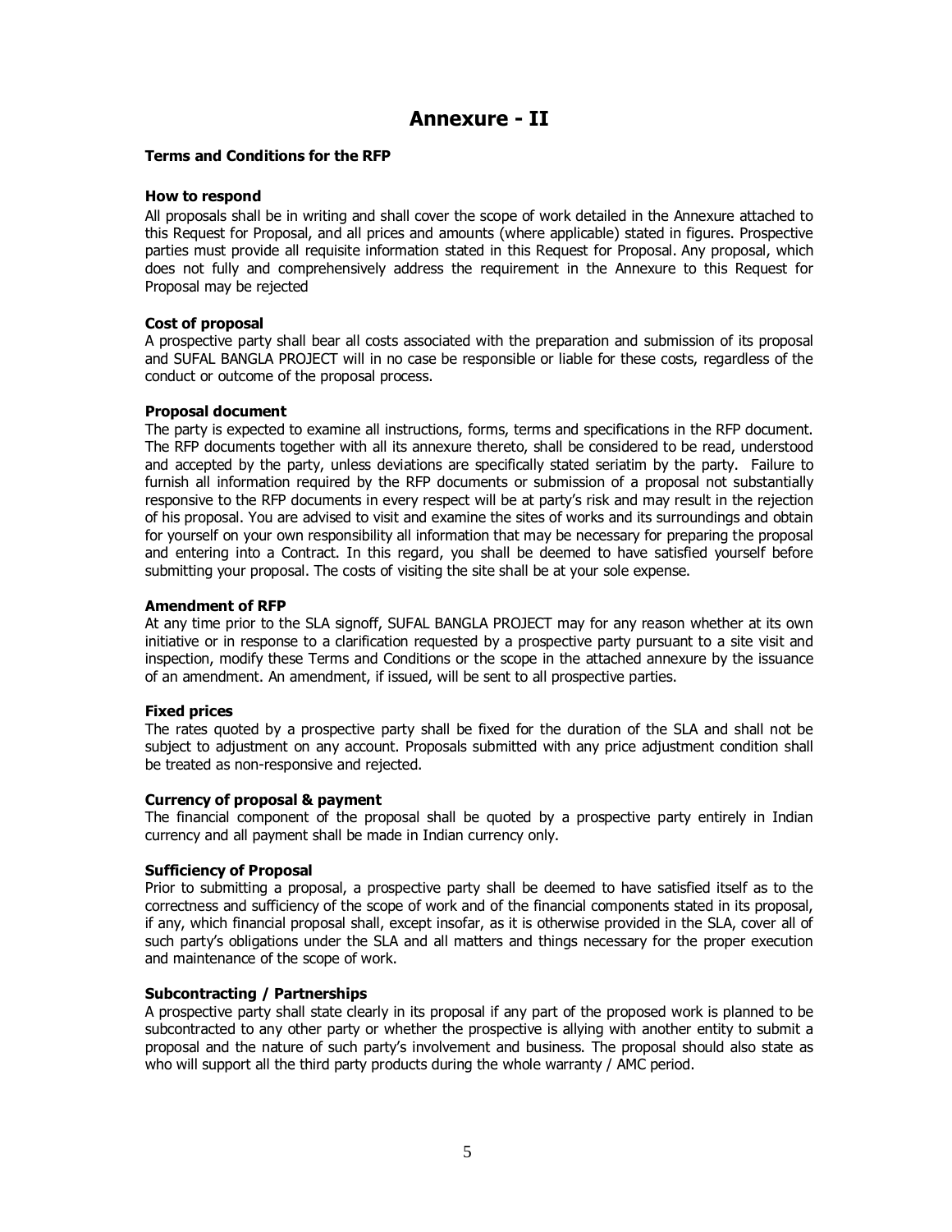# Annexure - II

**Terms and Conditions for the RFP**

**How to respond**

All proposals shall be in writing and shall cover the scope of work detailed in the Annexure attached to this Request for Proposal, and all prices and amounts (where applicable) stated in figures. Prospective parties must provide all requisite information stated in this Request for Proposal. Any proposal, which does not fully and comprehensively address the requirement in the Annexure to this Request for Proposal may be rejected

**Cost of proposal**

A prospective party shall bear all costs associated with the preparation and submission of its proposal and SUFAL BANGLA PROJECT will in no case be responsible or liable for these costs, regardless of the conduct or outcome of the proposal process.

**Proposal document**

The party is expected to examine all instructions, forms, terms and specifications in the RFP document. The RFP documents together with all its annexure thereto, shall be considered to be read, understood and accepted by the party, unless deviations are specifically stated seriatim by the party. Failure to furnish all information required by the RFP documents or submission of a proposal not substantially responsive to the RFP documents in every respect will be at party's risk and may result in the rejection of his proposal. You are advised to visit and examine the sites of works and its surroundings and obtain for yourself on your own responsibility all information that may be necessary for preparing the proposal and entering into a Contract. In this regard, you shall be deemed to have satisfied yourself before submitting your proposal. The costs of visiting the site shall be at your sole expense.

**Amendment of RFP**

At any time prior to the SLA signoff, SUFAL BANGLA PROJECT may for any reason whether at its own initiative or in response to a clarification requested by a prospective party pursuant to a site visit and inspection, modify these Terms and Conditions or the scope in the attached annexure by the issuance of an amendment. An amendment, if issued, will be sent to all prospective parties.

**Fixed prices**

The rates quoted by a prospective party shall be fixed for the duration of the SLA and shall not be subject to adjustment on any account. Proposals submitted with any price adjustment condition shall be treated as non-responsive and rejected.

**Currency of proposal & payment**

The financial component of the proposal shall be quoted by a prospective party entirely in Indian currency and all payment shall be made in Indian currency only.

**Sufficiency of Proposal**

Prior to submitting a proposal, a prospective party shall be deemed to have satisfied itself as to the correctness and sufficiency of the scope of work and of the financial components stated in its proposal, if any, which financial proposal shall, except insofar, as it is otherwise provided in the SLA, cover all of such party's obligations under the SLA and all matters and things necessary for the proper execution and maintenance of the scope of work.

**Subcontracting / Partnerships**

A prospective party shall state clearly in its proposal if any part of the proposed work is planned to be subcontracted to any other party or whether the prospective is allying with another entity to submit a proposal and the nature of such party's involvement and business. The proposal should also state as who will support all the third party products during the whole warranty / AMC period.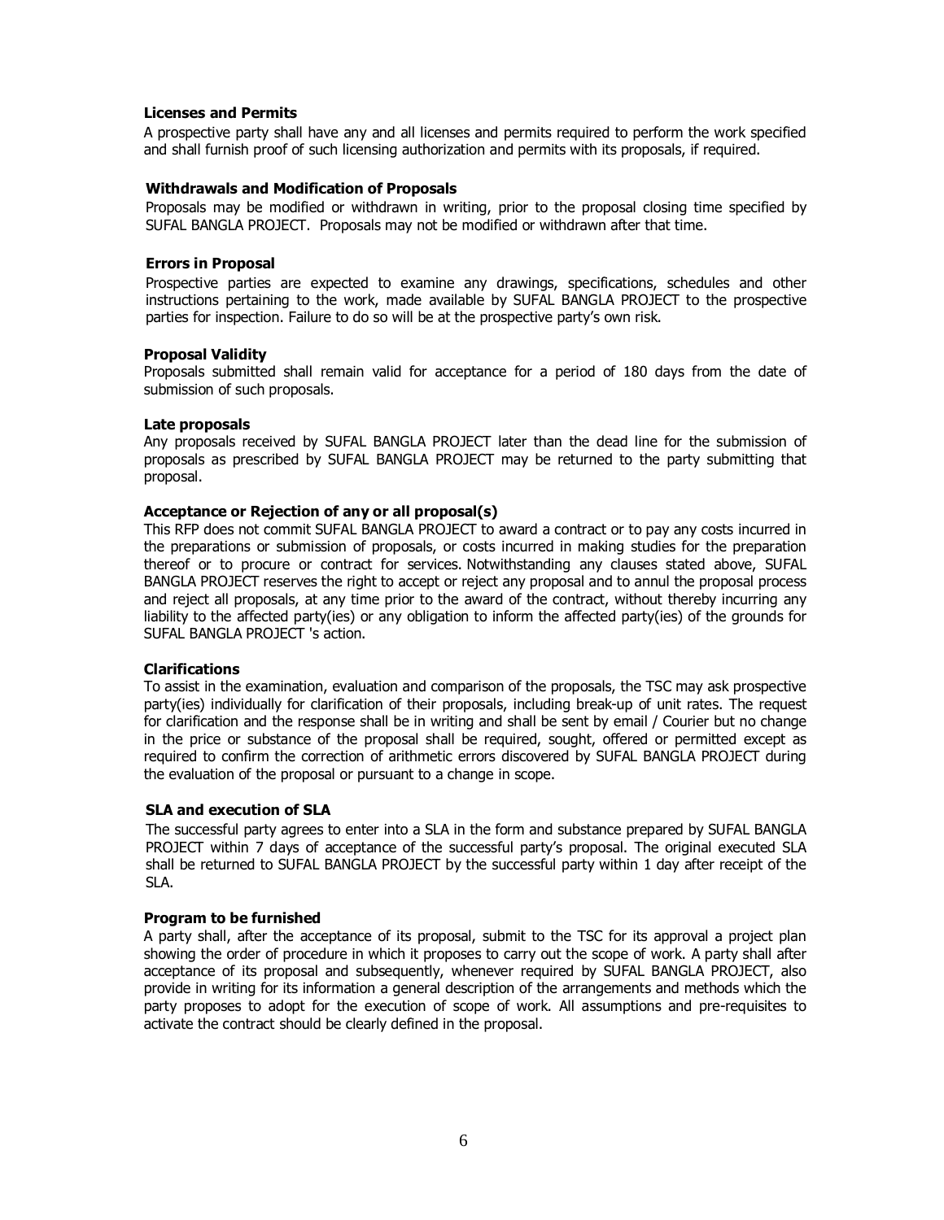**Licenses and Permits**

A prospective party shall have any and all licenses and permits required to perform the work specified and shall furnish proof of such licensing authorization and permits with its proposals, if required.

**Withdrawals and Modification of Proposals**

Proposals may be modified or withdrawn in writing, prior to the proposal closing time specified by SUFAL BANGLA PROJECT. Proposals may not be modified or withdrawn after that time.

**Errors in Proposal**

Prospective parties are expected to examine any drawings, specifications, schedules and other instructions pertaining to the work, made available by SUFAL BANGLA PROJECT to the prospective parties for inspection. Failure to do so will be at the prospective party's own risk.

**Proposal Validity**

Proposals submitted shall remain valid for acceptance for a period of 180 days from the date of submission of such proposals.

**Late proposals**

Any proposals received by SUFAL BANGLA PROJECT later than the dead line for the submission of proposals as prescribed by SUFAL BANGLA PROJECT may be returned to the party submitting that proposal.

**Acceptance or Rejection of any or all proposal(s)**

This RFP does not commit SUFAL BANGLA PROJECT to award a contract or to pay any costs incurred in the preparations or submission of proposals, or costs incurred in making studies for the preparation thereof or to procure or contract for services. Notwithstanding any clauses stated above, SUFAL BANGLA PROJECT reserves the right to accept or reject any proposal and to annul the proposal process and reject all proposals, at any time prior to the award of the contract, without thereby incurring any liability to the affected party(ies) or any obligation to inform the affected party(ies) of the grounds for SUFAL BANGLA PROJECT 's action.

**Clarifications**

To assist in the examination, evaluation and comparison of the proposals, the TSC may ask prospective party(ies) individually for clarification of their proposals, including break-up of unit rates. The request for clarification and the response shall be in writing and shall be sent by email / Courier but no change in the price or substance of the proposal shall be required, sought, offered or permitted except as required to confirm the correction of arithmetic errors discovered by SUFAL BANGLA PROJECT during the evaluation of the proposal or pursuant to a change in scope.

**SLA and execution of SLA**

The successful party agrees to enter into a SLA in the form and substance prepared by SUFAL BANGLA PROJECT within 7 days of acceptance of the successful party's proposal. The original executed SLA shall be returned to SUFAL BANGLA PROJECT by the successful party within 1 day after receipt of the SLA.

**Program to be furnished**

A party shall, after the acceptance of its proposal, submit to the TSC for its approval a project plan showing the order of procedure in which it proposes to carry out the scope of work. A party shall after acceptance of its proposal and subsequently, whenever required by SUFAL BANGLA PROJECT, also provide in writing for its information a general description of the arrangements and methods which the party proposes to adopt for the execution of scope of work. All assumptions and pre-requisites to activate the contract should be clearly defined in the proposal.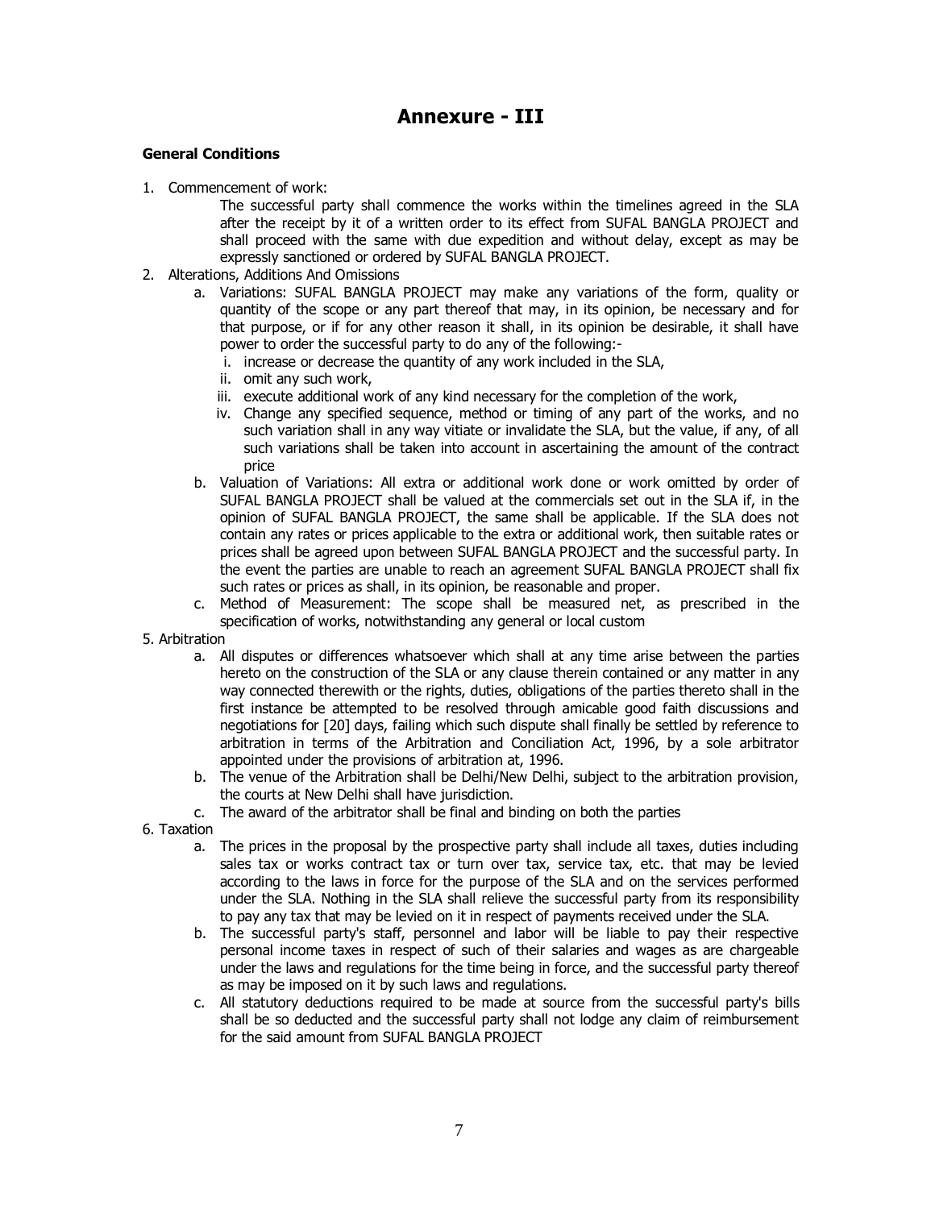# Annexure - III

**General Conditions**

1. Commencement of work:

   The successful party shall commence the works within the timelines agreed in the SLA after the receipt by it of a written order to its effect from SUFAL BANGLA PROJECT and shall proceed with the same with due expedition and without delay, except as may be expressly sanctioned or ordered by SUFAL BANGLA PROJECT.

2. Alterations, Additions And Omissions
   a. Variations: SUFAL BANGLA PROJECT may make any variations of the form, quality or quantity of the scope or any part thereof that may, in its opinion, be necessary and for that purpose, or if for any other reason it shall, in its opinion be desirable, it shall have power to order the successful party to do any of the following:-
      i. increase or decrease the quantity of any work included in the SLA,
      ii. omit any such work,
      iii. execute additional work of any kind necessary for the completion of the work,
      iv. Change any specified sequence, method or timing of any part of the works, and no such variation shall in any way vitiate or invalidate the SLA, but the value, if any, of all such variations shall be taken into account in ascertaining the amount of the contract price
   b. Valuation of Variations: All extra or additional work done or work omitted by order of SUFAL BANGLA PROJECT shall be valued at the commercials set out in the SLA if, in the opinion of SUFAL BANGLA PROJECT, the same shall be applicable. If the SLA does not contain any rates or prices applicable to the extra or additional work, then suitable rates or prices shall be agreed upon between SUFAL BANGLA PROJECT and the successful party. In the event the parties are unable to reach an agreement SUFAL BANGLA PROJECT shall fix such rates or prices as shall, in its opinion, be reasonable and proper.
   c. Method of Measurement: The scope shall be measured net, as prescribed in the specification of works, notwithstanding any general or local custom

5. Arbitration
   a. All disputes or differences whatsoever which shall at any time arise between the parties hereto on the construction of the SLA or any clause therein contained or any matter in any way connected therewith or the rights, duties, obligations of the parties thereto shall in the first instance be attempted to be resolved through amicable good faith discussions and negotiations for [20] days, failing which such dispute shall finally be settled by reference to arbitration in terms of the Arbitration and Conciliation Act, 1996, by a sole arbitrator appointed under the provisions of arbitration at, 1996.
   b. The venue of the Arbitration shall be Delhi/New Delhi, subject to the arbitration provision, the courts at New Delhi shall have jurisdiction.
   c. The award of the arbitrator shall be final and binding on both the parties

6. Taxation
   a. The prices in the proposal by the prospective party shall include all taxes, duties including sales tax or works contract tax or turn over tax, service tax, etc. that may be levied according to the laws in force for the purpose of the SLA and on the services performed under the SLA. Nothing in the SLA shall relieve the successful party from its responsibility to pay any tax that may be levied on it in respect of payments received under the SLA.
   b. The successful party's staff, personnel and labor will be liable to pay their respective personal income taxes in respect of such of their salaries and wages as are chargeable under the laws and regulations for the time being in force, and the successful party thereof as may be imposed on it by such laws and regulations.
   c. All statutory deductions required to be made at source from the successful party's bills shall be so deducted and the successful party shall not lodge any claim of reimbursement for the said amount from SUFAL BANGLA PROJECT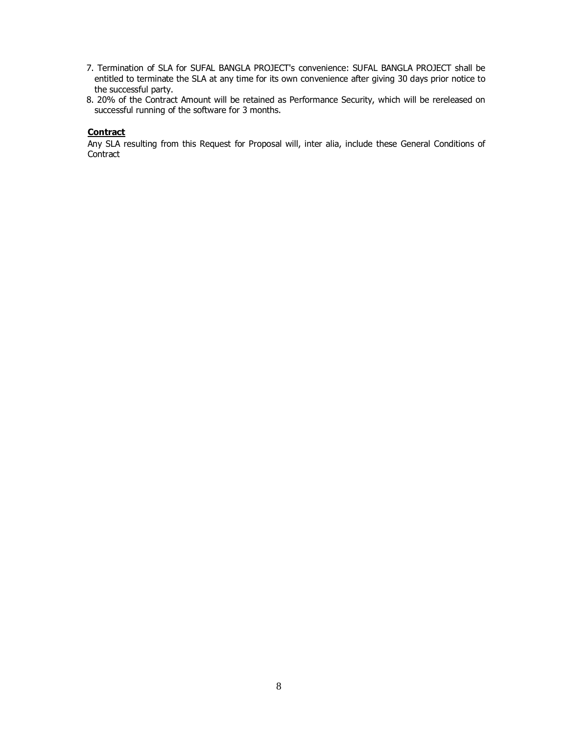7. Termination of SLA for SUFAL BANGLA PROJECT's convenience: SUFAL BANGLA PROJECT shall be entitled to terminate the SLA at any time for its own convenience after giving 30 days prior notice to the successful party.
8. 20% of the Contract Amount will be retained as Performance Security, which will be rereleased on successful running of the software for 3 months.

**Contract**

Any SLA resulting from this Request for Proposal will, inter alia, include these General Conditions of Contract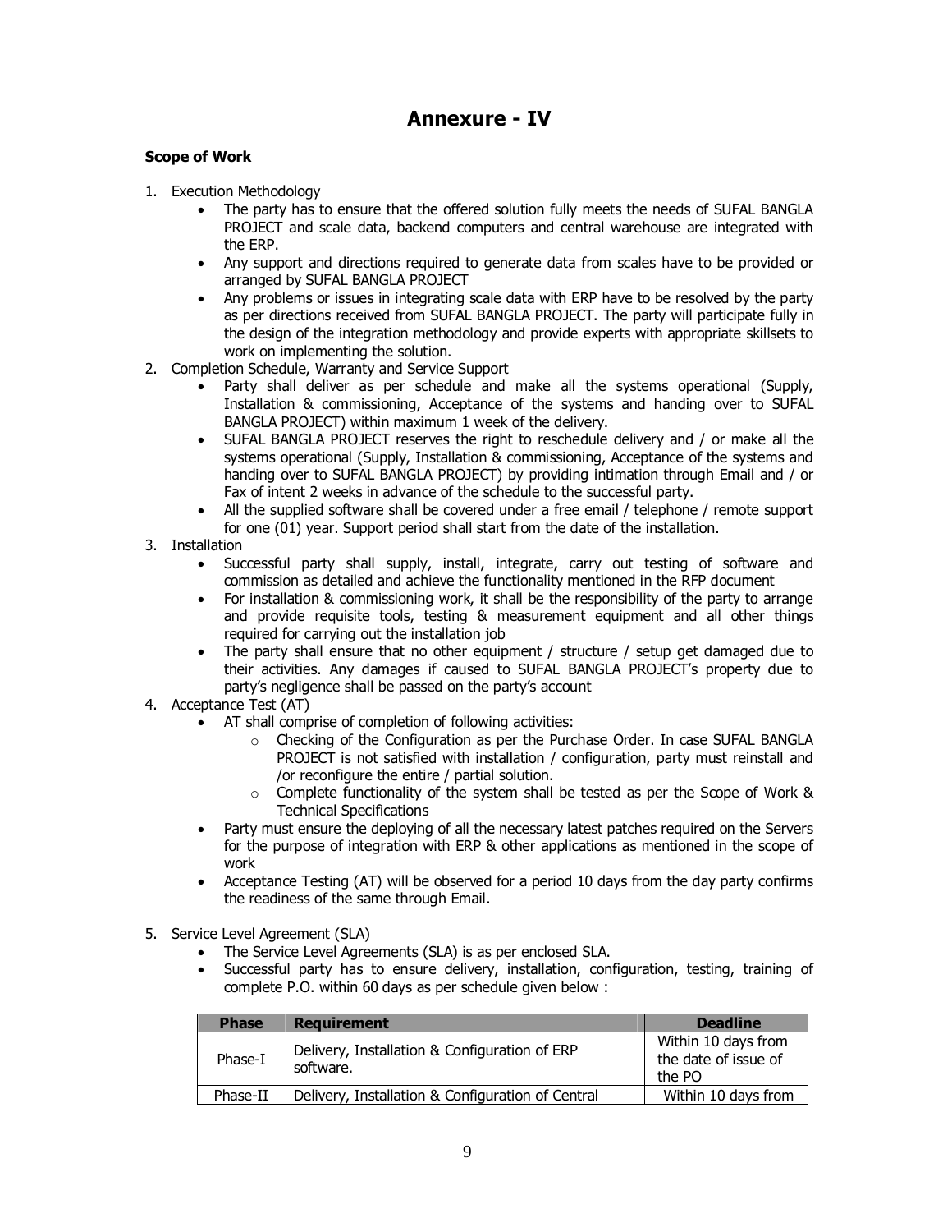# Annexure - IV

**Scope of Work**

1. Execution Methodology
    - The party has to ensure that the offered solution fully meets the needs of SUFAL BANGLA PROJECT and scale data, backend computers and central warehouse are integrated with the ERP.
    - Any support and directions required to generate data from scales have to be provided or arranged by SUFAL BANGLA PROJECT
    - Any problems or issues in integrating scale data with ERP have to be resolved by the party as per directions received from SUFAL BANGLA PROJECT. The party will participate fully in the design of the integration methodology and provide experts with appropriate skillsets to work on implementing the solution.
2. Completion Schedule, Warranty and Service Support
    - Party shall deliver as per schedule and make all the systems operational (Supply, Installation & commissioning, Acceptance of the systems and handing over to SUFAL BANGLA PROJECT) within maximum 1 week of the delivery.
    - SUFAL BANGLA PROJECT reserves the right to reschedule delivery and / or make all the systems operational (Supply, Installation & commissioning, Acceptance of the systems and handing over to SUFAL BANGLA PROJECT) by providing intimation through Email and / or Fax of intent 2 weeks in advance of the schedule to the successful party.
    - All the supplied software shall be covered under a free email / telephone / remote support for one (01) year. Support period shall start from the date of the installation.
3. Installation
    - Successful party shall supply, install, integrate, carry out testing of software and commission as detailed and achieve the functionality mentioned in the RFP document
    - For installation & commissioning work, it shall be the responsibility of the party to arrange and provide requisite tools, testing & measurement equipment and all other things required for carrying out the installation job
    - The party shall ensure that no other equipment / structure / setup get damaged due to their activities. Any damages if caused to SUFAL BANGLA PROJECT's property due to party's negligence shall be passed on the party's account
4. Acceptance Test (AT)
    - AT shall comprise of completion of following activities:
        - Checking of the Configuration as per the Purchase Order. In case SUFAL BANGLA PROJECT is not satisfied with installation / configuration, party must reinstall and /or reconfigure the entire / partial solution.
        - Complete functionality of the system shall be tested as per the Scope of Work & Technical Specifications
    - Party must ensure the deploying of all the necessary latest patches required on the Servers for the purpose of integration with ERP & other applications as mentioned in the scope of work
    - Acceptance Testing (AT) will be observed for a period 10 days from the day party confirms the readiness of the same through Email.
5. Service Level Agreement (SLA)
    - The Service Level Agreements (SLA) is as per enclosed SLA.
    - Successful party has to ensure delivery, installation, configuration, testing, training of complete P.O. within 60 days as per schedule given below :

| Phase | Requirement | Deadline |
|---|---|---|
| Phase-I | Delivery, Installation & Configuration of ERP software. | Within 10 days from the date of issue of the PO |
| Phase-II | Delivery, Installation & Configuration of Central | Within 10 days from |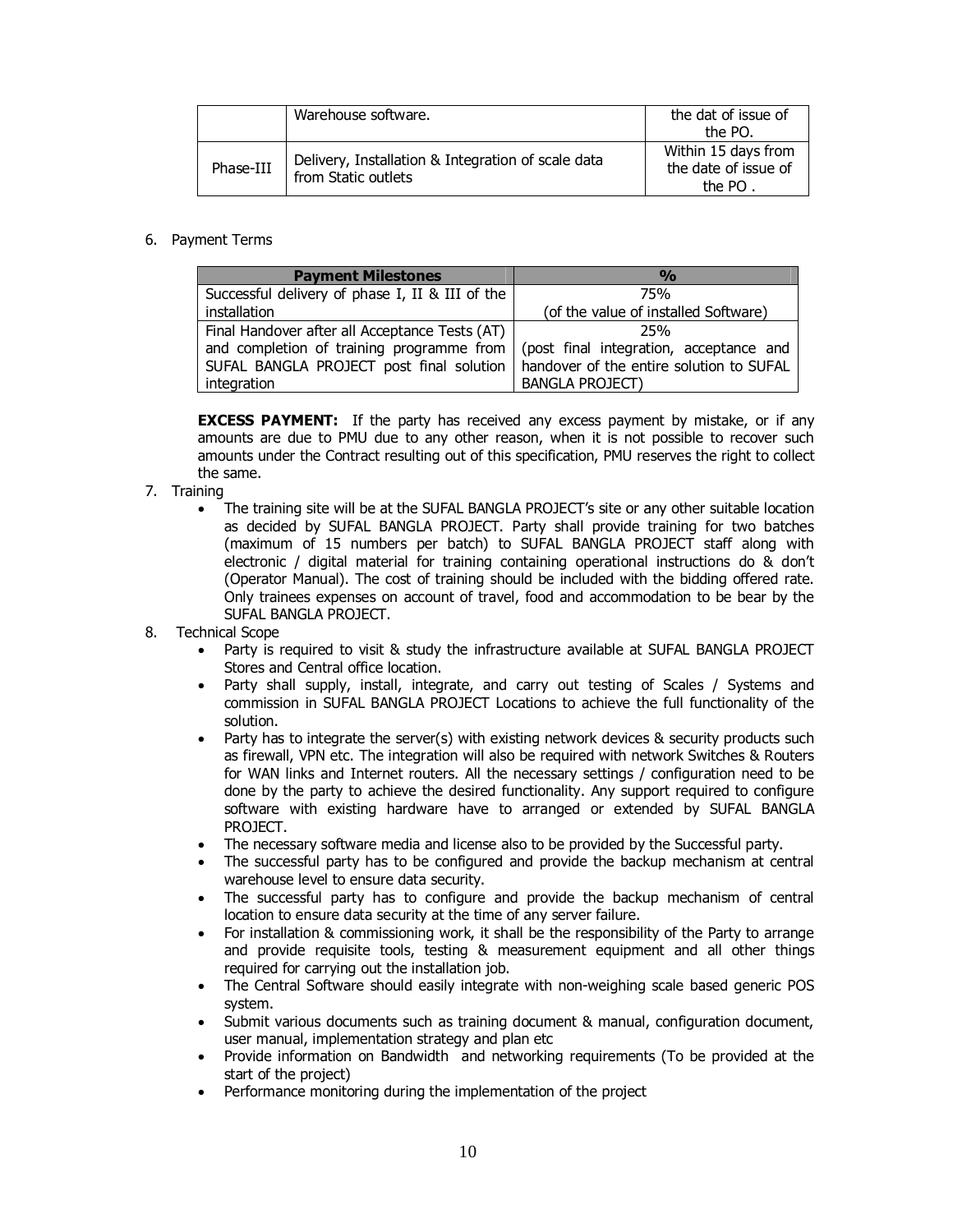|  | Warehouse software. | the dat of issue of the PO. |
|---|---|---|
| Phase-III | Delivery, Installation & Integration of scale data from Static outlets | Within 15 days from the date of issue of the PO . |

6. Payment Terms

| Payment Milestones | % |
|---|---|
| Successful delivery of phase I, II & III of the installation | 75% (of the value of installed Software) |
| Final Handover after all Acceptance Tests (AT) and completion of training programme from SUFAL BANGLA PROJECT post final solution integration | 25% (post final integration, acceptance and handover of the entire solution to SUFAL BANGLA PROJECT) |

**EXCESS PAYMENT:** If the party has received any excess payment by mistake, or if any amounts are due to PMU due to any other reason, when it is not possible to recover such amounts under the Contract resulting out of this specification, PMU reserves the right to collect the same.

7. Training
   - The training site will be at the SUFAL BANGLA PROJECT's site or any other suitable location as decided by SUFAL BANGLA PROJECT. Party shall provide training for two batches (maximum of 15 numbers per batch) to SUFAL BANGLA PROJECT staff along with electronic / digital material for training containing operational instructions do & don't (Operator Manual). The cost of training should be included with the bidding offered rate. Only trainees expenses on account of travel, food and accommodation to be bear by the SUFAL BANGLA PROJECT.
8. Technical Scope
   - Party is required to visit & study the infrastructure available at SUFAL BANGLA PROJECT Stores and Central office location.
   - Party shall supply, install, integrate, and carry out testing of Scales / Systems and commission in SUFAL BANGLA PROJECT Locations to achieve the full functionality of the solution.
   - Party has to integrate the server(s) with existing network devices & security products such as firewall, VPN etc. The integration will also be required with network Switches & Routers for WAN links and Internet routers. All the necessary settings / configuration need to be done by the party to achieve the desired functionality. Any support required to configure software with existing hardware have to arranged or extended by SUFAL BANGLA PROJECT.
   - The necessary software media and license also to be provided by the Successful party.
   - The successful party has to be configured and provide the backup mechanism at central warehouse level to ensure data security.
   - The successful party has to configure and provide the backup mechanism of central location to ensure data security at the time of any server failure.
   - For installation & commissioning work, it shall be the responsibility of the Party to arrange and provide requisite tools, testing & measurement equipment and all other things required for carrying out the installation job.
   - The Central Software should easily integrate with non-weighing scale based generic POS system.
   - Submit various documents such as training document & manual, configuration document, user manual, implementation strategy and plan etc
   - Provide information on Bandwidth and networking requirements (To be provided at the start of the project)
   - Performance monitoring during the implementation of the project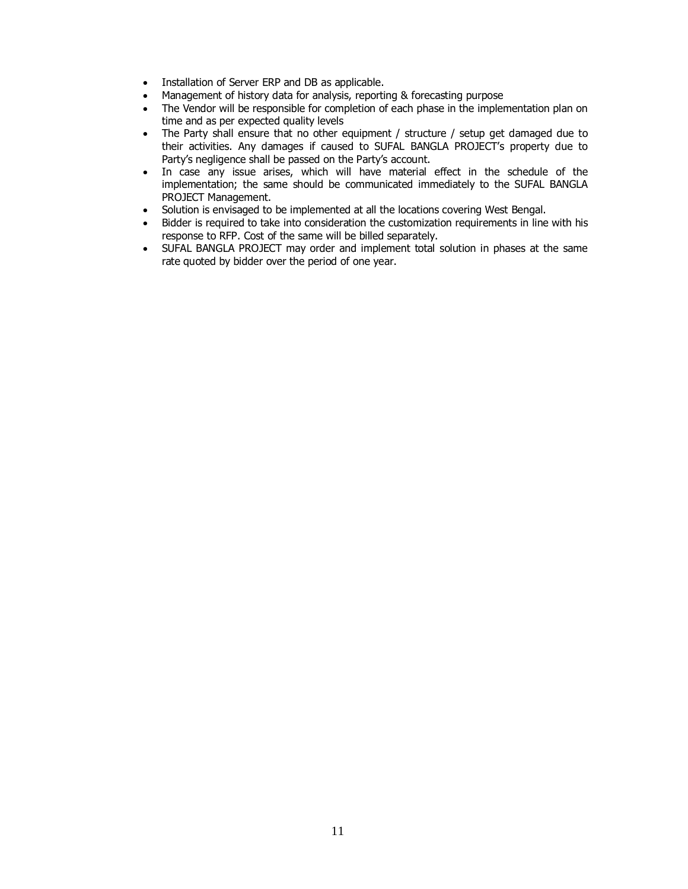- Installation of Server ERP and DB as applicable.
- Management of history data for analysis, reporting & forecasting purpose
- The Vendor will be responsible for completion of each phase in the implementation plan on time and as per expected quality levels
- The Party shall ensure that no other equipment / structure / setup get damaged due to their activities. Any damages if caused to SUFAL BANGLA PROJECT's property due to Party's negligence shall be passed on the Party's account.
- In case any issue arises, which will have material effect in the schedule of the implementation; the same should be communicated immediately to the SUFAL BANGLA PROJECT Management.
- Solution is envisaged to be implemented at all the locations covering West Bengal.
- Bidder is required to take into consideration the customization requirements in line with his response to RFP. Cost of the same will be billed separately.
- SUFAL BANGLA PROJECT may order and implement total solution in phases at the same rate quoted by bidder over the period of one year.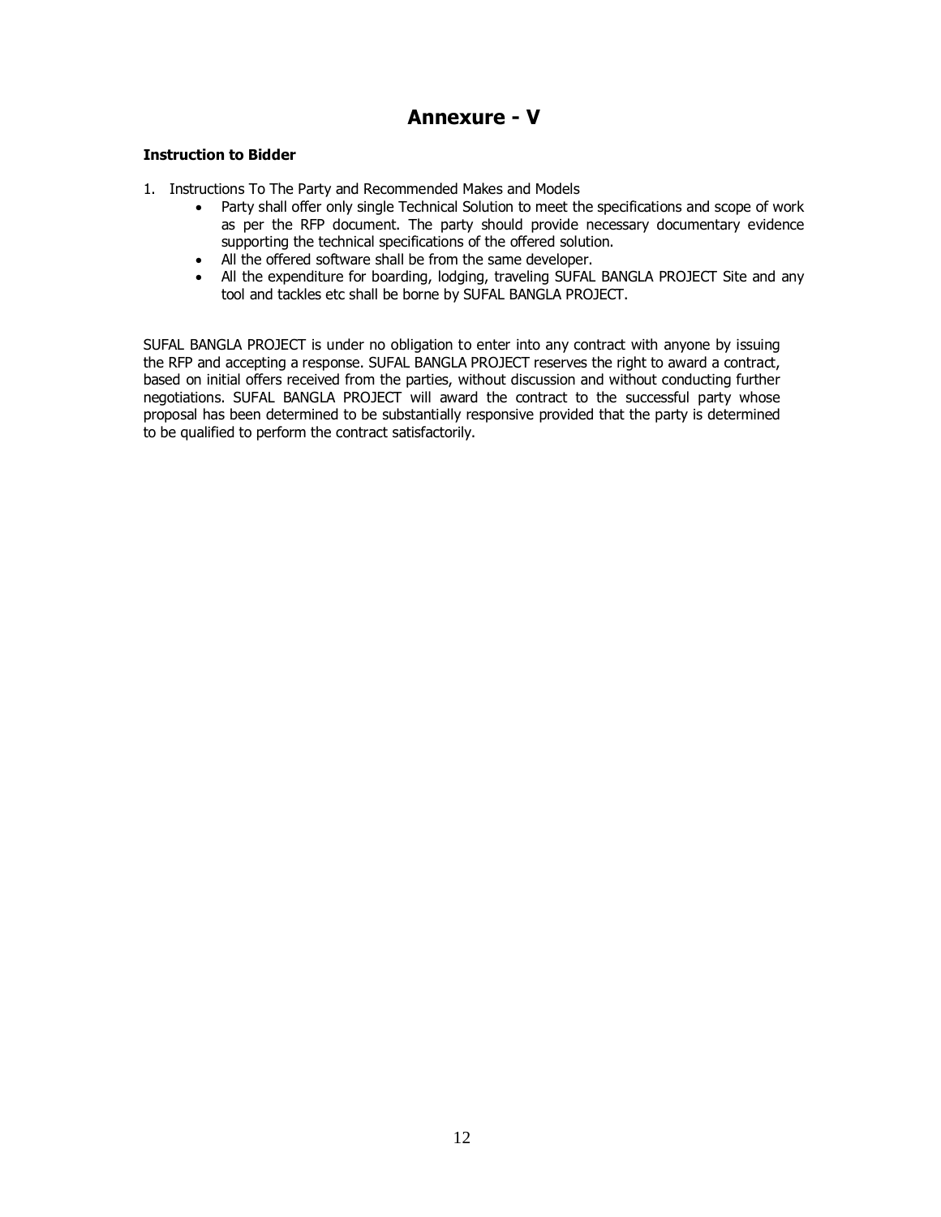# Annexure - V

**Instruction to Bidder**

1. Instructions To The Party and Recommended Makes and Models
    - Party shall offer only single Technical Solution to meet the specifications and scope of work as per the RFP document. The party should provide necessary documentary evidence supporting the technical specifications of the offered solution.
    - All the offered software shall be from the same developer.
    - All the expenditure for boarding, lodging, traveling SUFAL BANGLA PROJECT Site and any tool and tackles etc shall be borne by SUFAL BANGLA PROJECT.

SUFAL BANGLA PROJECT is under no obligation to enter into any contract with anyone by issuing the RFP and accepting a response. SUFAL BANGLA PROJECT reserves the right to award a contract, based on initial offers received from the parties, without discussion and without conducting further negotiations. SUFAL BANGLA PROJECT will award the contract to the successful party whose proposal has been determined to be substantially responsive provided that the party is determined to be qualified to perform the contract satisfactorily.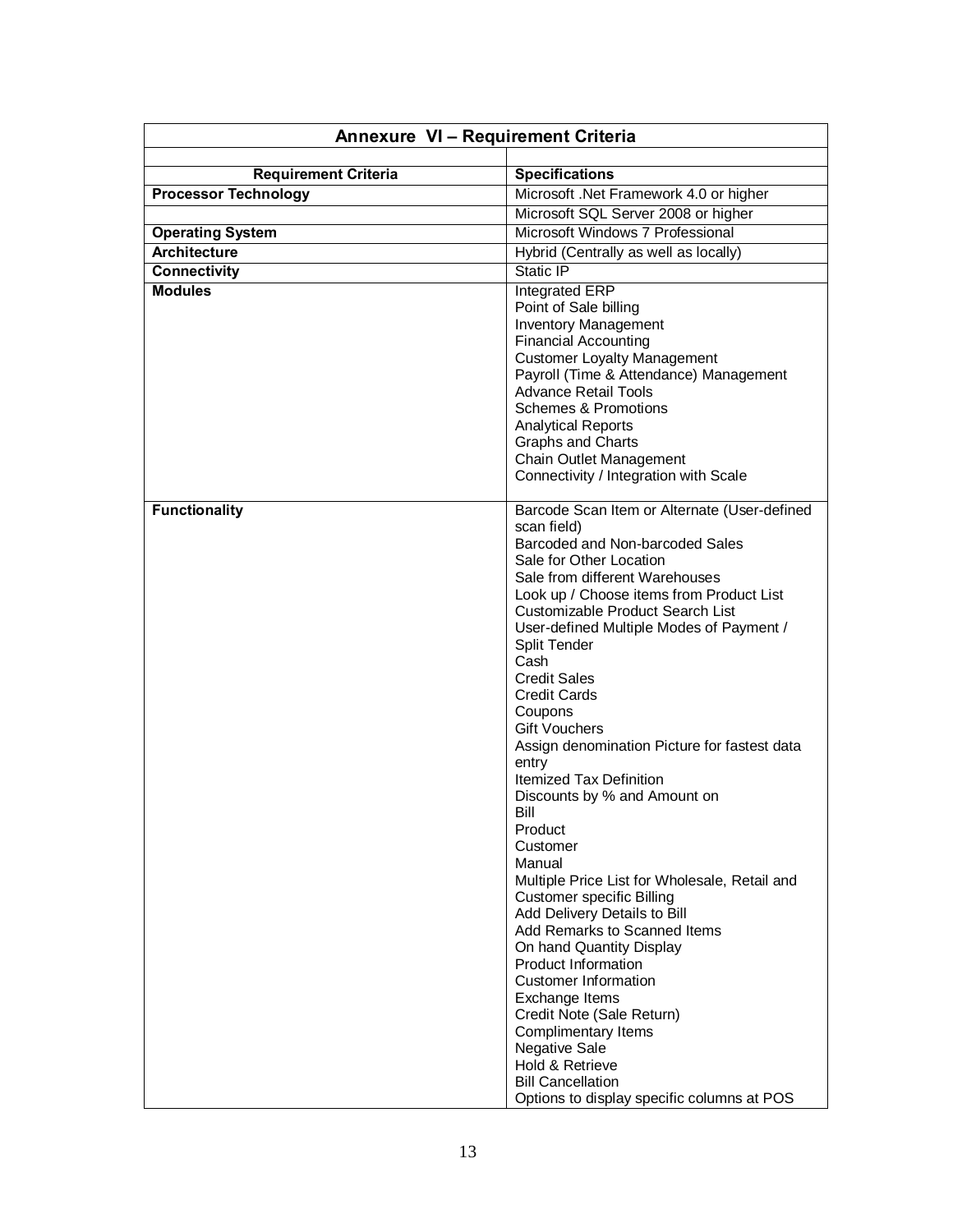| Annexure VI – Requirement Criteria | |
|---|---|
| | |
| **Requirement Criteria** | **Specifications** |
| **Processor Technology** | Microsoft .Net Framework 4.0 or higher |
| | Microsoft SQL Server 2008 or higher |
| **Operating System** | Microsoft Windows 7 Professional |
| **Architecture** | Hybrid (Centrally as well as locally) |
| **Connectivity** | Static IP |
| **Modules** | Integrated ERP<br>Point of Sale billing<br>Inventory Management<br>Financial Accounting<br>Customer Loyalty Management<br>Payroll (Time & Attendance) Management<br>Advance Retail Tools<br>Schemes & Promotions<br>Analytical Reports<br>Graphs and Charts<br>Chain Outlet Management<br>Connectivity / Integration with Scale |
| **Functionality** | Barcode Scan Item or Alternate (User-defined scan field)<br>Barcoded and Non-barcoded Sales<br>Sale for Other Location<br>Sale from different Warehouses<br>Look up / Choose items from Product List<br>Customizable Product Search List<br>User-defined Multiple Modes of Payment / Split Tender<br>Cash<br>Credit Sales<br>Credit Cards<br>Coupons<br>Gift Vouchers<br>Assign denomination Picture for fastest data entry<br>Itemized Tax Definition<br>Discounts by % and Amount on<br>Bill<br>Product<br>Customer<br>Manual<br>Multiple Price List for Wholesale, Retail and Customer specific Billing<br>Add Delivery Details to Bill<br>Add Remarks to Scanned Items<br>On hand Quantity Display<br>Product Information<br>Customer Information<br>Exchange Items<br>Credit Note (Sale Return)<br>Complimentary Items<br>Negative Sale<br>Hold & Retrieve<br>Bill Cancellation<br>Options to display specific columns at POS |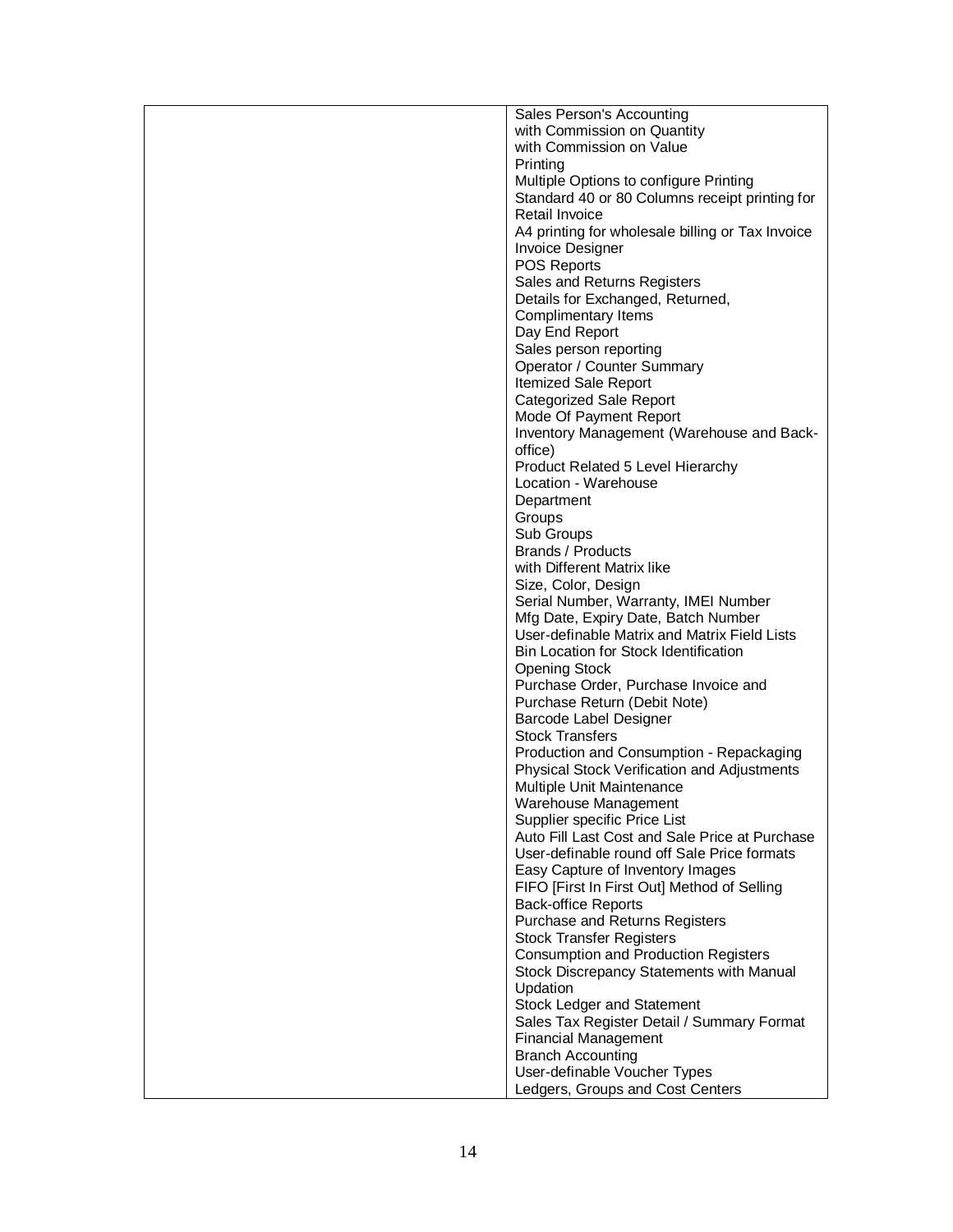| | |
|---|---|
| | Sales Person's Accounting<br>with Commission on Quantity<br>with Commission on Value<br>Printing<br>Multiple Options to configure Printing<br>Standard 40 or 80 Columns receipt printing for Retail Invoice<br>A4 printing for wholesale billing or Tax Invoice<br>Invoice Designer<br>POS Reports<br>Sales and Returns Registers<br>Details for Exchanged, Returned, Complimentary Items<br>Day End Report<br>Sales person reporting<br>Operator / Counter Summary<br>Itemized Sale Report<br>Categorized Sale Report<br>Mode Of Payment Report<br>Inventory Management (Warehouse and Back-office)<br>Product Related 5 Level Hierarchy<br>Location - Warehouse<br>Department<br>Groups<br>Sub Groups<br>Brands / Products<br>with Different Matrix like<br>Size, Color, Design<br>Serial Number, Warranty, IMEI Number<br>Mfg Date, Expiry Date, Batch Number<br>User-definable Matrix and Matrix Field Lists<br>Bin Location for Stock Identification<br>Opening Stock<br>Purchase Order, Purchase Invoice and Purchase Return (Debit Note)<br>Barcode Label Designer<br>Stock Transfers<br>Production and Consumption - Repackaging<br>Physical Stock Verification and Adjustments<br>Multiple Unit Maintenance<br>Warehouse Management<br>Supplier specific Price List<br>Auto Fill Last Cost and Sale Price at Purchase<br>User-definable round off Sale Price formats<br>Easy Capture of Inventory Images<br>FIFO [First In First Out] Method of Selling<br>Back-office Reports<br>Purchase and Returns Registers<br>Stock Transfer Registers<br>Consumption and Production Registers<br>Stock Discrepancy Statements with Manual Updation<br>Stock Ledger and Statement<br>Sales Tax Register Detail / Summary Format<br>Financial Management<br>Branch Accounting<br>User-definable Voucher Types<br>Ledgers, Groups and Cost Centers |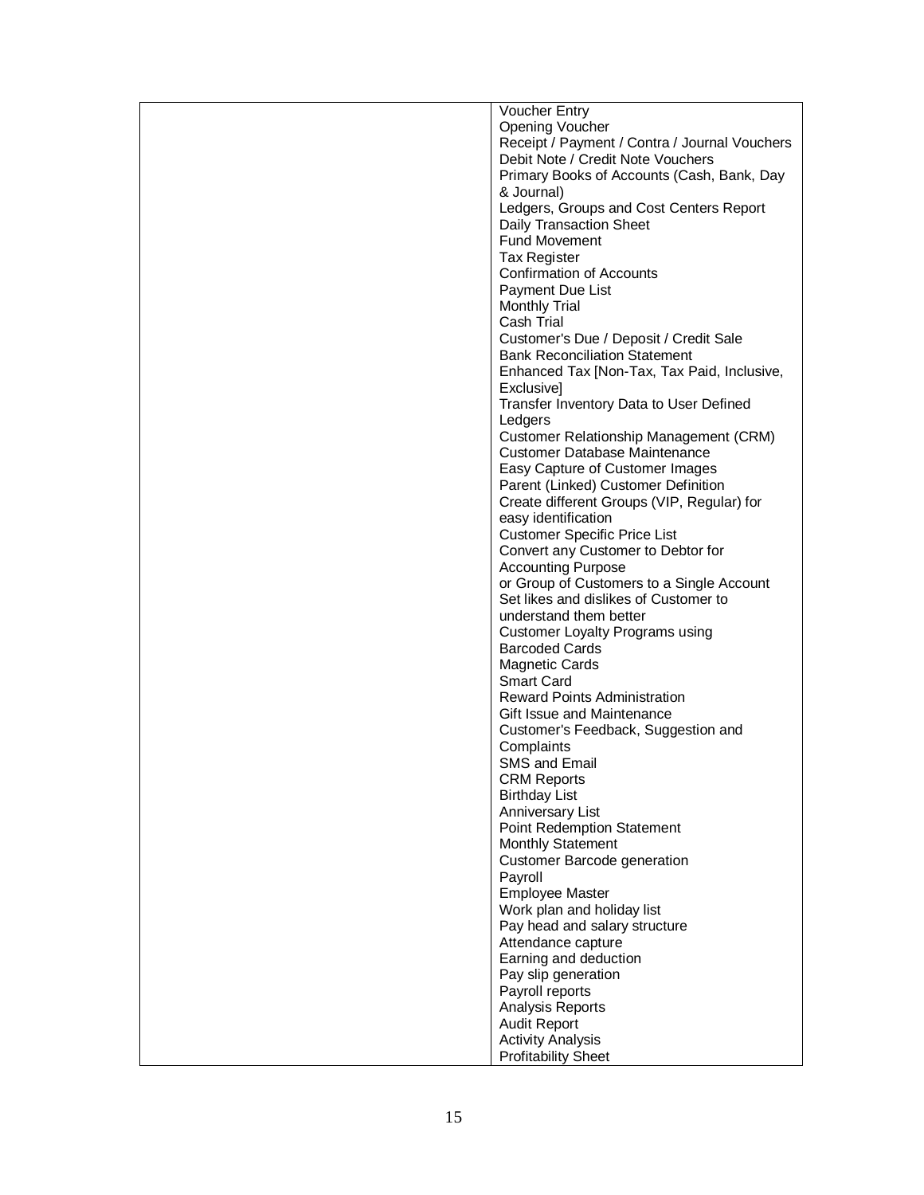| | |
|---|---|
| | Voucher Entry<br>Opening Voucher<br>Receipt / Payment / Contra / Journal Vouchers<br>Debit Note / Credit Note Vouchers<br>Primary Books of Accounts (Cash, Bank, Day & Journal)<br>Ledgers, Groups and Cost Centers Report<br>Daily Transaction Sheet<br>Fund Movement<br>Tax Register<br>Confirmation of Accounts<br>Payment Due List<br>Monthly Trial<br>Cash Trial<br>Customer's Due / Deposit / Credit Sale<br>Bank Reconciliation Statement<br>Enhanced Tax [Non-Tax, Tax Paid, Inclusive, Exclusive]<br>Transfer Inventory Data to User Defined Ledgers<br>Customer Relationship Management (CRM)<br>Customer Database Maintenance<br>Easy Capture of Customer Images<br>Parent (Linked) Customer Definition<br>Create different Groups (VIP, Regular) for easy identification<br>Customer Specific Price List<br>Convert any Customer to Debtor for Accounting Purpose<br>or Group of Customers to a Single Account<br>Set likes and dislikes of Customer to understand them better<br>Customer Loyalty Programs using<br>Barcoded Cards<br>Magnetic Cards<br>Smart Card<br>Reward Points Administration<br>Gift Issue and Maintenance<br>Customer's Feedback, Suggestion and Complaints<br>SMS and Email<br>CRM Reports<br>Birthday List<br>Anniversary List<br>Point Redemption Statement<br>Monthly Statement<br>Customer Barcode generation<br>Payroll<br>Employee Master<br>Work plan and holiday list<br>Pay head and salary structure<br>Attendance capture<br>Earning and deduction<br>Pay slip generation<br>Payroll reports<br>Analysis Reports<br>Audit Report<br>Activity Analysis<br>Profitability Sheet |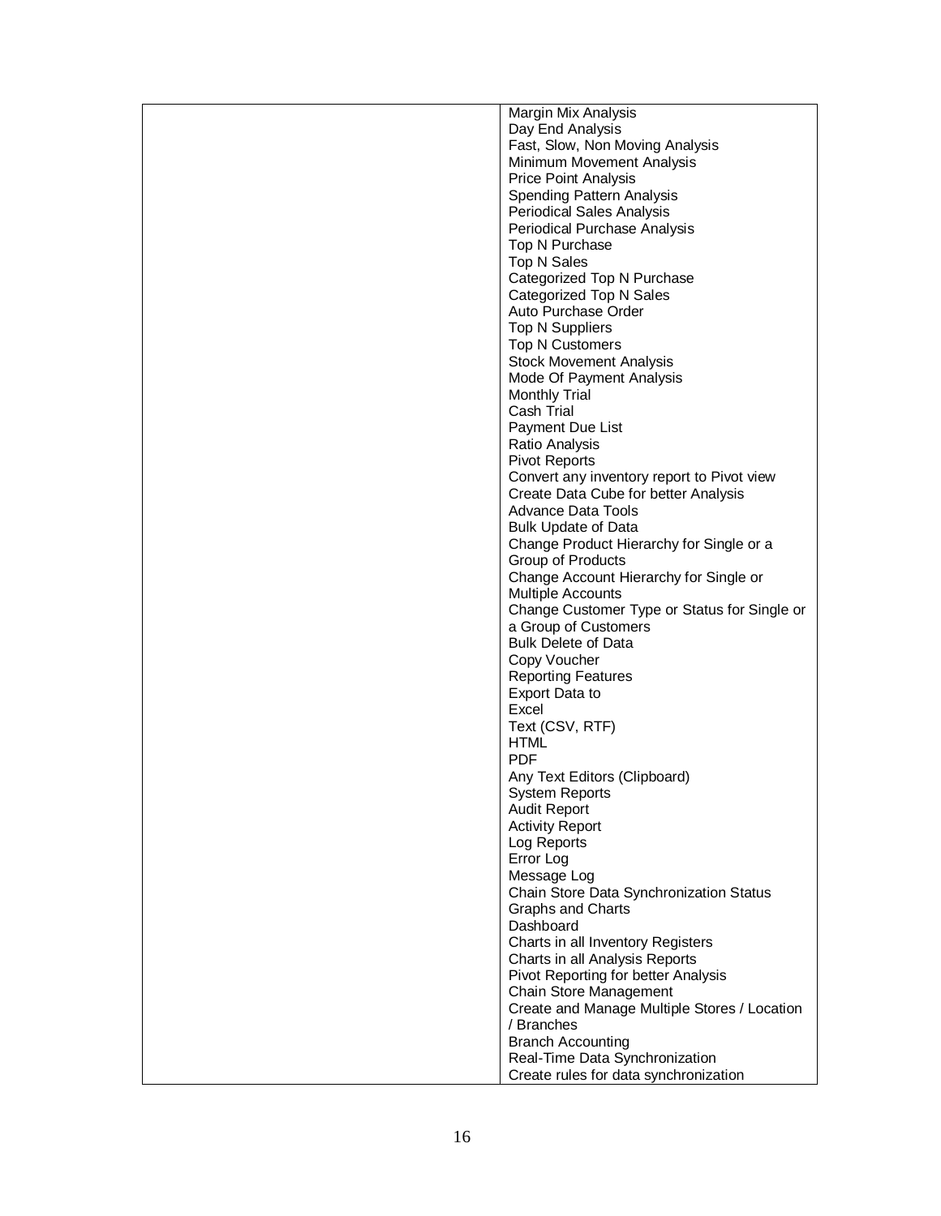| | |
|---|---|
| | Margin Mix Analysis<br>Day End Analysis<br>Fast, Slow, Non Moving Analysis<br>Minimum Movement Analysis<br>Price Point Analysis<br>Spending Pattern Analysis<br>Periodical Sales Analysis<br>Periodical Purchase Analysis<br>Top N Purchase<br>Top N Sales<br>Categorized Top N Purchase<br>Categorized Top N Sales<br>Auto Purchase Order<br>Top N Suppliers<br>Top N Customers<br>Stock Movement Analysis<br>Mode Of Payment Analysis<br>Monthly Trial<br>Cash Trial<br>Payment Due List<br>Ratio Analysis<br>Pivot Reports<br>Convert any inventory report to Pivot view<br>Create Data Cube for better Analysis<br>Advance Data Tools<br>Bulk Update of Data<br>Change Product Hierarchy for Single or a Group of Products<br>Change Account Hierarchy for Single or Multiple Accounts<br>Change Customer Type or Status for Single or a Group of Customers<br>Bulk Delete of Data<br>Copy Voucher<br>Reporting Features<br>Export Data to<br>Excel<br>Text (CSV, RTF)<br>HTML<br>PDF<br>Any Text Editors (Clipboard)<br>System Reports<br>Audit Report<br>Activity Report<br>Log Reports<br>Error Log<br>Message Log<br>Chain Store Data Synchronization Status<br>Graphs and Charts<br>Dashboard<br>Charts in all Inventory Registers<br>Charts in all Analysis Reports<br>Pivot Reporting for better Analysis<br>Chain Store Management<br>Create and Manage Multiple Stores / Location / Branches<br>Branch Accounting<br>Real-Time Data Synchronization<br>Create rules for data synchronization |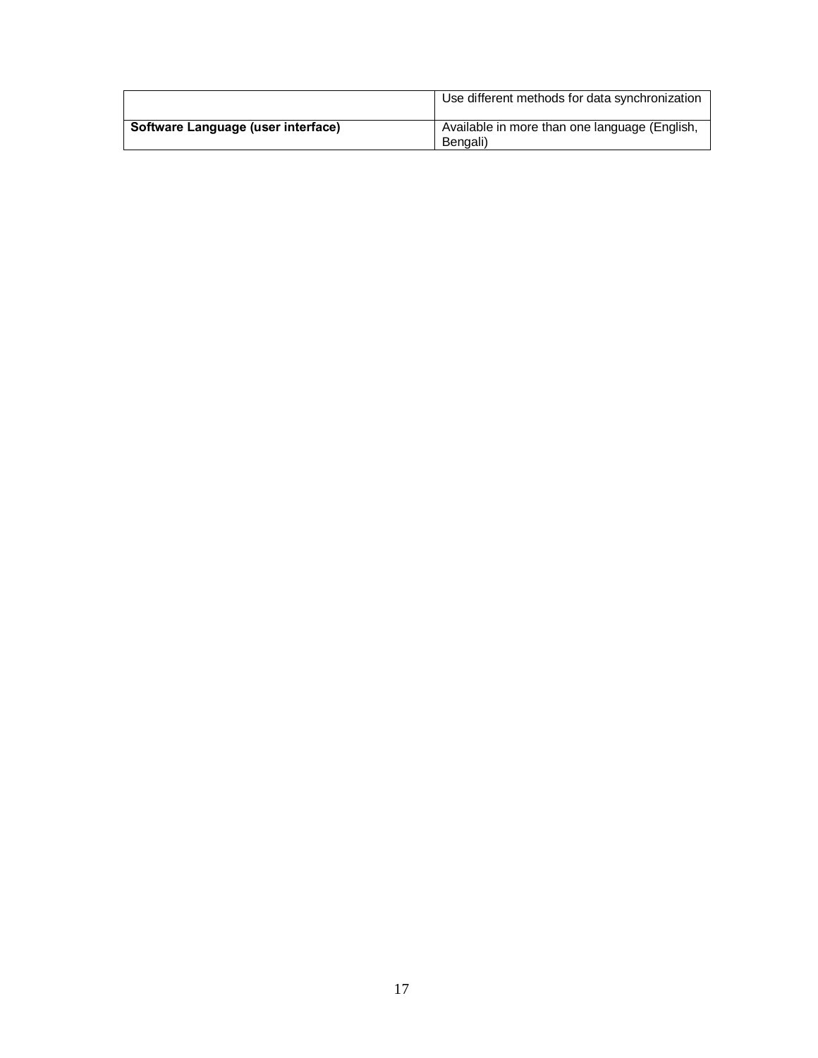| | |
|---|---|
| | Use different methods for data synchronization |
| **Software Language (user interface)** | Available in more than one language (English, Bengali) |